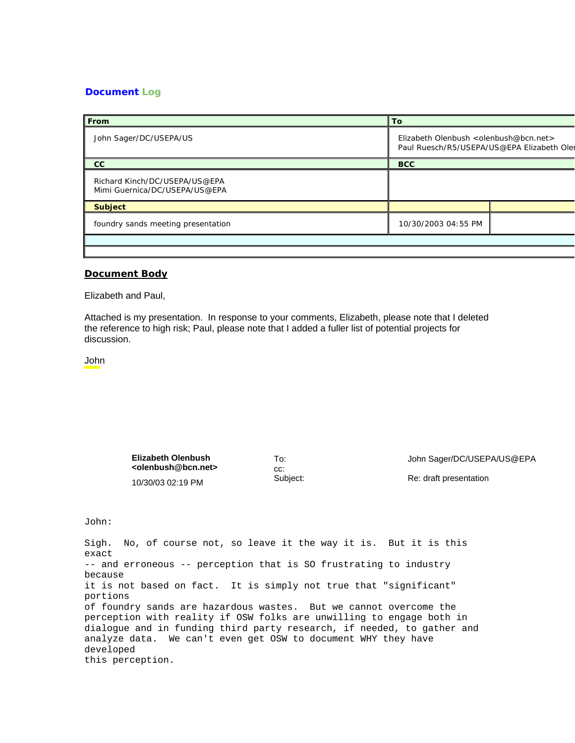## Document Log

| From | To |
|---|---|
| John Sager/DC/USEPA/US | Elizabeth Olenbush <olenbush@bcn.net><br>Paul Ruesch/R5/USEPA/US@EPA Elizabeth Oler |
| **CC** | **BCC** |
| Richard Kinch/DC/USEPA/US@EPA<br>Mimi Guernica/DC/USEPA/US@EPA | |
| **Subject** | |
| foundry sands meeting presentation | 10/30/2003 04:55 PM |

## Document Body

Elizabeth and Paul,

Attached is my presentation. In response to your comments, Elizabeth, please note that I deleted the reference to high risk; Paul, please note that I added a fuller list of potential projects for discussion.

John

| **Elizabeth Olenbush <olenbush@bcn.net>**<br>10/30/03 02:19 PM | To:<br>cc:<br>Subject: | John Sager/DC/USEPA/US@EPA<br><br>Re: draft presentation |
|---|---|---|

```
John:

Sigh.  No, of course not, so leave it the way it is.  But it is this
exact
-- and erroneous -- perception that is SO frustrating to industry
because
it is not based on fact.  It is simply not true that "significant"
portions
of foundry sands are hazardous wastes.  But we cannot overcome the
perception with reality if OSW folks are unwilling to engage both in
dialogue and in funding third party research, if needed, to gather and
analyze data.  We can't even get OSW to document WHY they have
developed
this perception.
```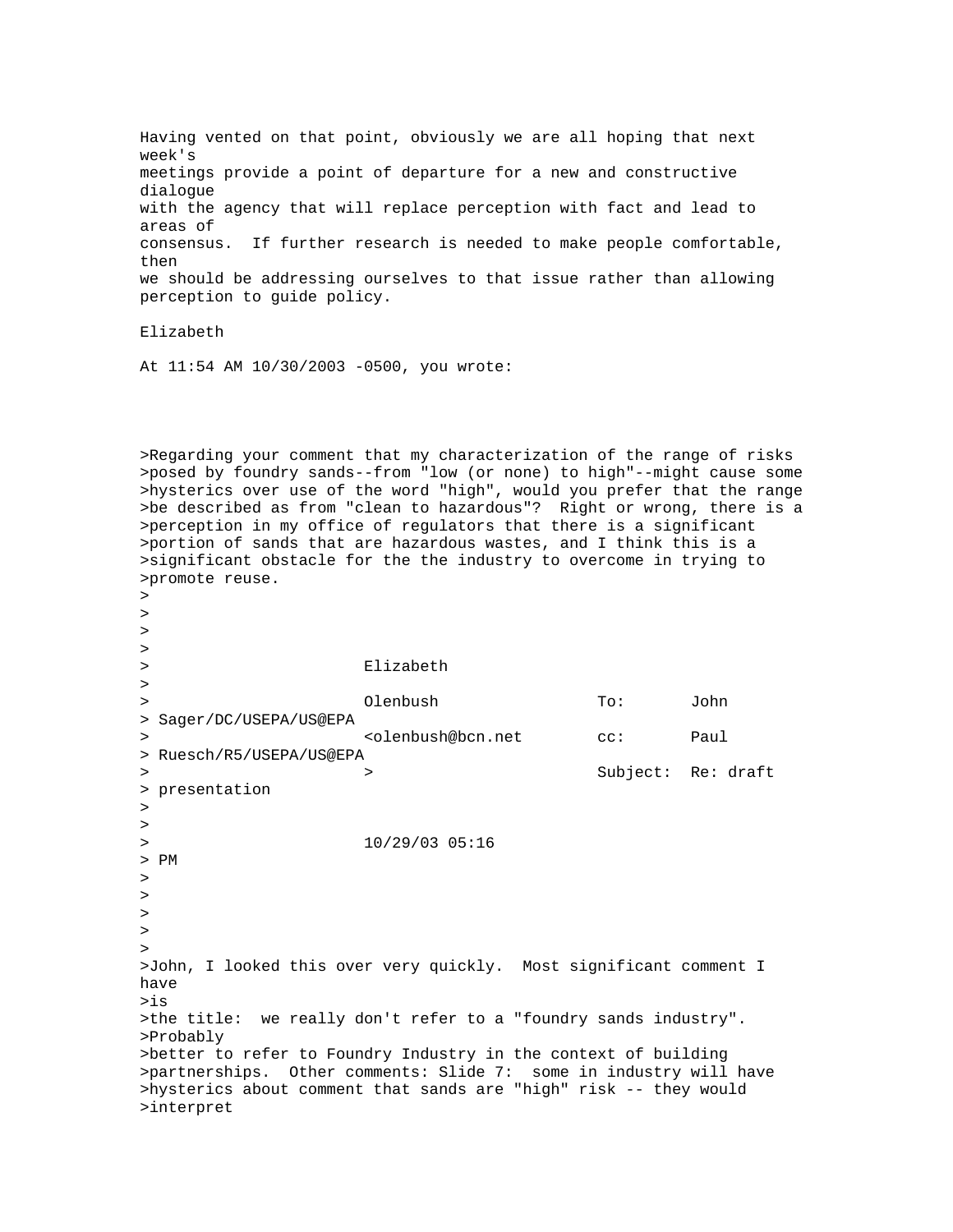Having vented on that point, obviously we are all hoping that next week's meetings provide a point of departure for a new and constructive dialogue with the agency that will replace perception with fact and lead to areas of consensus. If further research is needed to make people comfortable, then we should be addressing ourselves to that issue rather than allowing perception to guide policy.

Elizabeth

At 11:54 AM 10/30/2003 -0500, you wrote:

>Regarding your comment that my characterization of the range of risks
>posed by foundry sands--from "low (or none) to high"--might cause some
>hysterics over use of the word "high", would you prefer that the range
>be described as from "clean to hazardous"? Right or wrong, there is a
>perception in my office of regulators that there is a significant
>portion of sands that are hazardous wastes, and I think this is a
>significant obstacle for the the industry to overcome in trying to
>promote reuse.
>
>
>
>
> Elizabeth
>
> Olenbush To: John Sager/DC/USEPA/US@EPA
> <olenbush@bcn.net cc: Paul Ruesch/R5/USEPA/US@EPA
> > Subject: Re: draft presentation
>
>
> 10/29/03 05:16 PM
>
>
>
>
>
>John, I looked this over very quickly. Most significant comment I have
>is
>the title: we really don't refer to a "foundry sands industry".
>Probably
>better to refer to Foundry Industry in the context of building
>partnerships. Other comments: Slide 7: some in industry will have
>hysterics about comment that sands are "high" risk -- they would
>interpret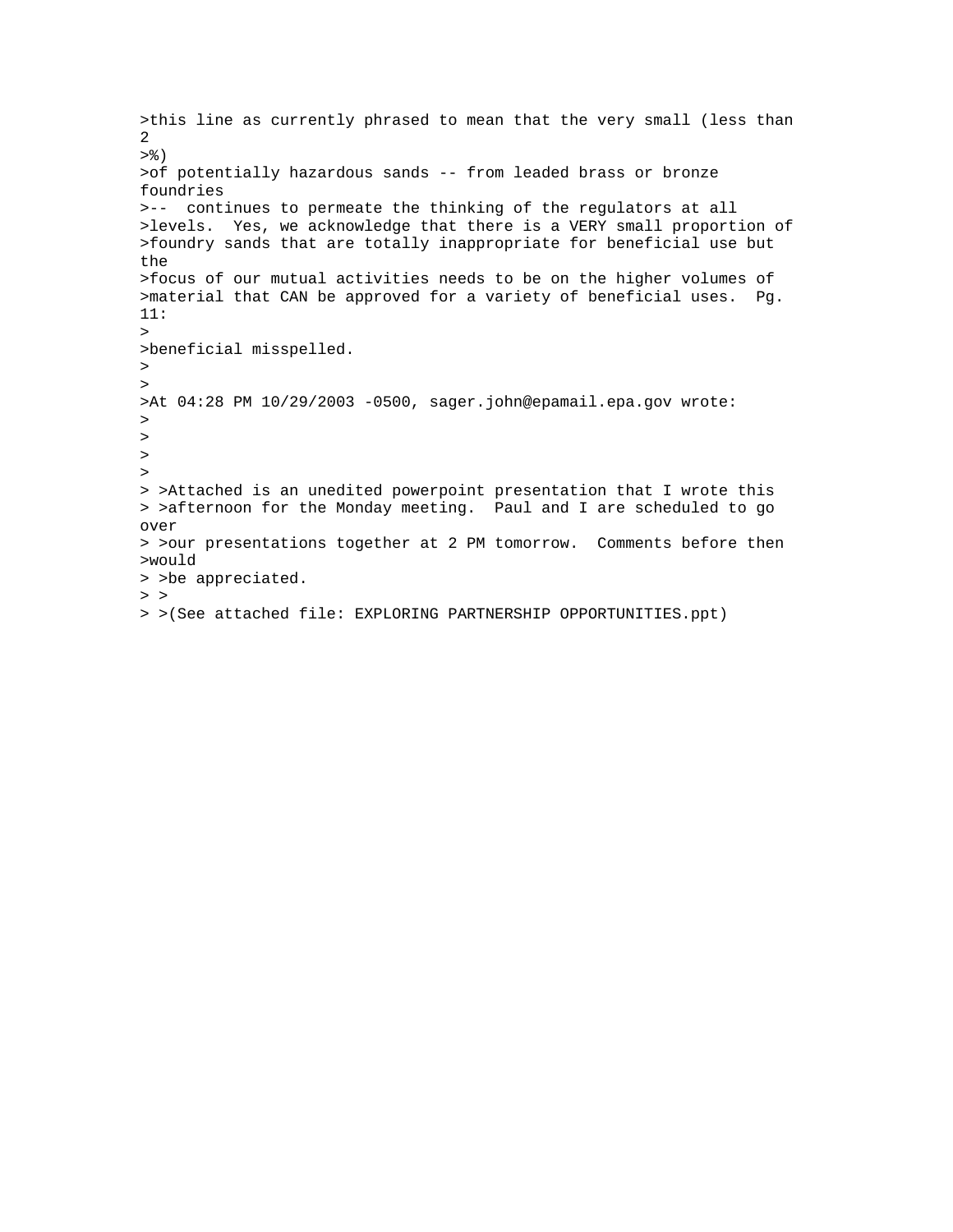>this line as currently phrased to mean that the very small (less than
2
>%)
>of potentially hazardous sands -- from leaded brass or bronze
foundries
>--  continues to permeate the thinking of the regulators at all
>levels.  Yes, we acknowledge that there is a VERY small proportion of
>foundry sands that are totally inappropriate for beneficial use but
the
>focus of our mutual activities needs to be on the higher volumes of
>material that CAN be approved for a variety of beneficial uses.  Pg.
11:
>
>beneficial misspelled.
>
>
>At 04:28 PM 10/29/2003 -0500, sager.john@epamail.epa.gov wrote:
>
>
>
>
> >Attached is an unedited powerpoint presentation that I wrote this
> >afternoon for the Monday meeting.  Paul and I are scheduled to go
over
> >our presentations together at 2 PM tomorrow.  Comments before then
>would
> >be appreciated.
> >
> >(See attached file: EXPLORING PARTNERSHIP OPPORTUNITIES.ppt)